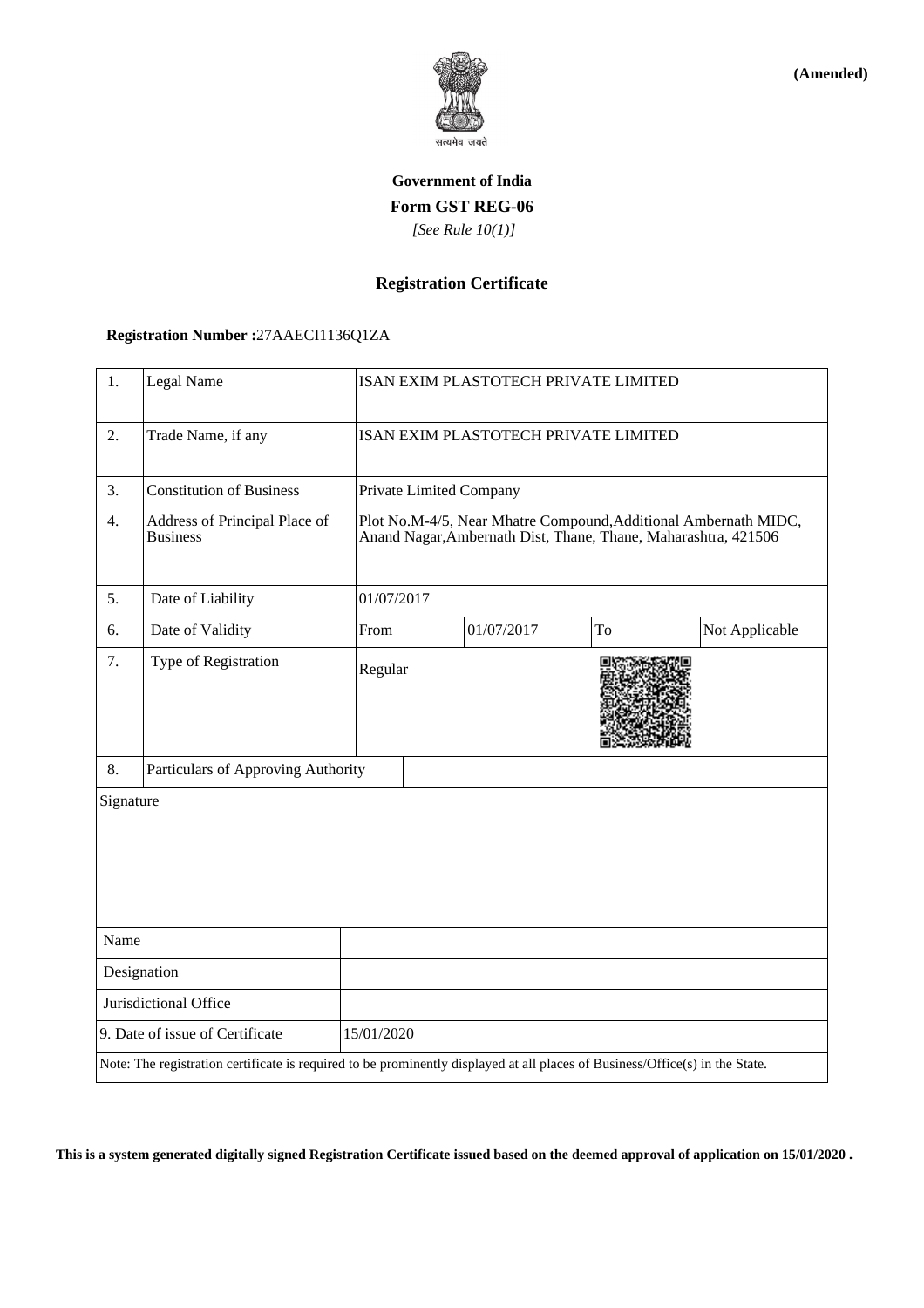**(Amended)**

सत्यमेव जयते

**Government of India**

**Form GST REG-06**

*[See Rule 10(1)]*

**Registration Certificate**

**Registration Number :**27AAECI1136Q1ZA

| 1. | Legal Name | ISAN EXIM PLASTOTECH PRIVATE LIMITED | | | |
|---|---|---|---|---|---|
| 2. | Trade Name, if any | ISAN EXIM PLASTOTECH PRIVATE LIMITED | | | |
| 3. | Constitution of Business | Private Limited Company | | | |
| 4. | Address of Principal Place of Business | Plot No.M-4/5, Near Mhatre Compound,Additional Ambernath MIDC, Anand Nagar,Ambernath Dist, Thane, Thane, Maharashtra, 421506 | | | |
| 5. | Date of Liability | 01/07/2017 | | | |
| 6. | Date of Validity | From | 01/07/2017 | To | Not Applicable |
| 7. | Type of Registration | Regular | | | |
| 8. | Particulars of Approving Authority | | | | |

| Signature | |
|---|---|
| Name | |
| Designation | |
| Jurisdictional Office | |
| 9. Date of issue of Certificate | 15/01/2020 |

Note: The registration certificate is required to be prominently displayed at all places of Business/Office(s) in the State.

**This is a system generated digitally signed Registration Certificate issued based on the deemed approval of application on 15/01/2020 .**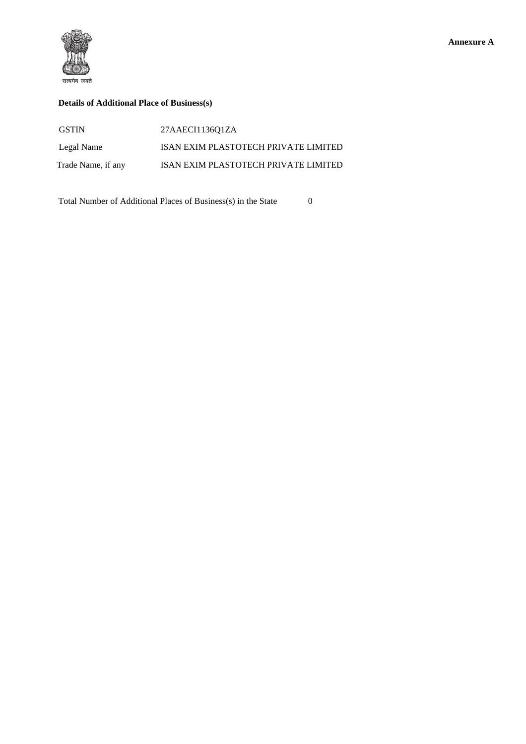**Annexure A**

सत्यमेव जयते

**Details of Additional Place of Business(s)**

| | |
|---|---|
| GSTIN | 27AAECI1136Q1ZA |
| Legal Name | ISAN EXIM PLASTOTECH PRIVATE LIMITED |
| Trade Name, if any | ISAN EXIM PLASTOTECH PRIVATE LIMITED |

Total Number of Additional Places of Business(s) in the State 0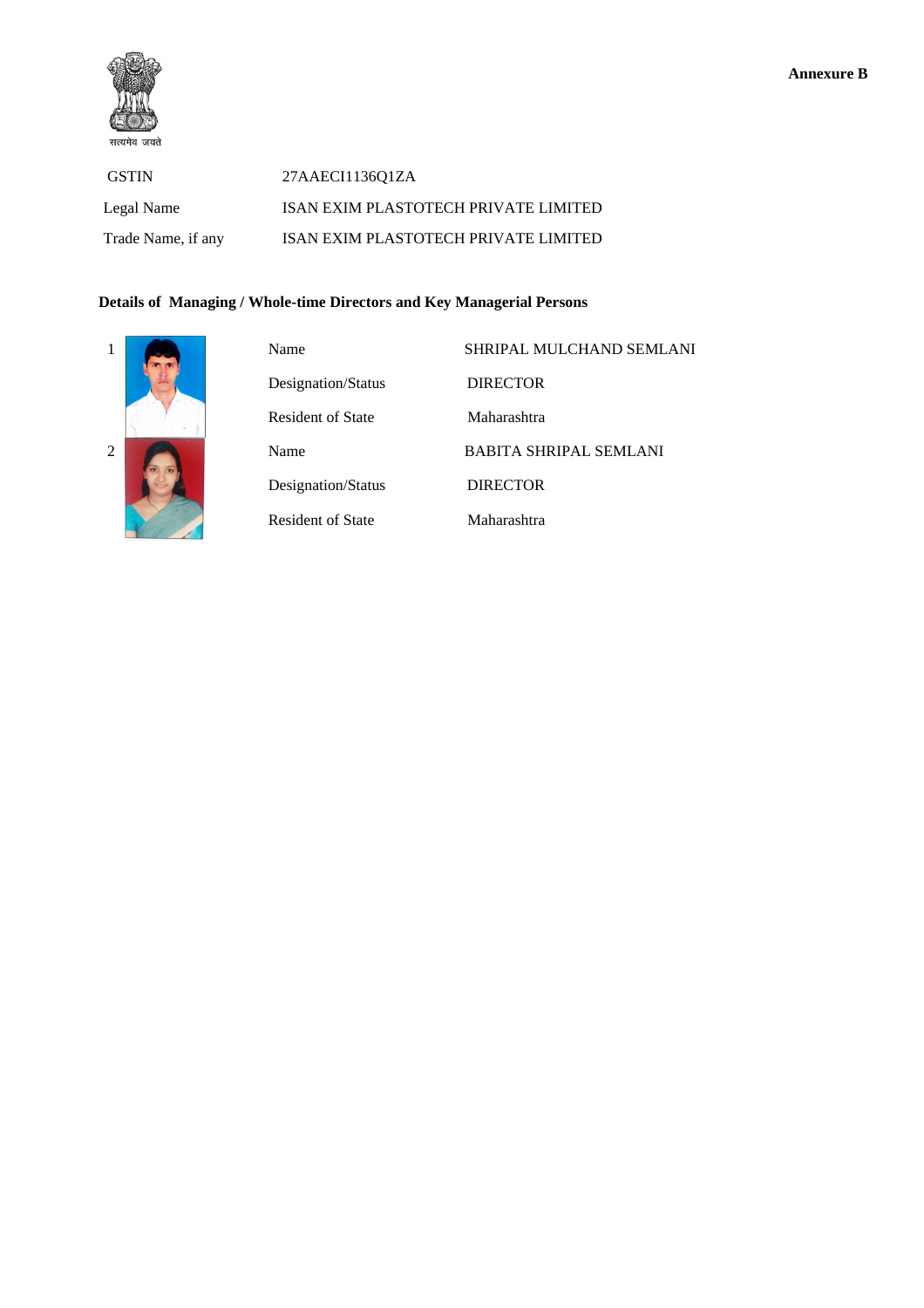**Annexure B**

सत्यमेव जयते

| | |
|---|---|
| GSTIN | 27AAECI1136Q1ZA |
| Legal Name | ISAN EXIM PLASTOTECH PRIVATE LIMITED |
| Trade Name, if any | ISAN EXIM PLASTOTECH PRIVATE LIMITED |

**Details of Managing / Whole-time Directors and Key Managerial Persons**

| | | |
|---|---|---|
| 1 | Name | SHRIPAL MULCHAND SEMLANI |
| | Designation/Status | DIRECTOR |
| | Resident of State | Maharashtra |
| 2 | Name | BABITA SHRIPAL SEMLANI |
| | Designation/Status | DIRECTOR |
| | Resident of State | Maharashtra |